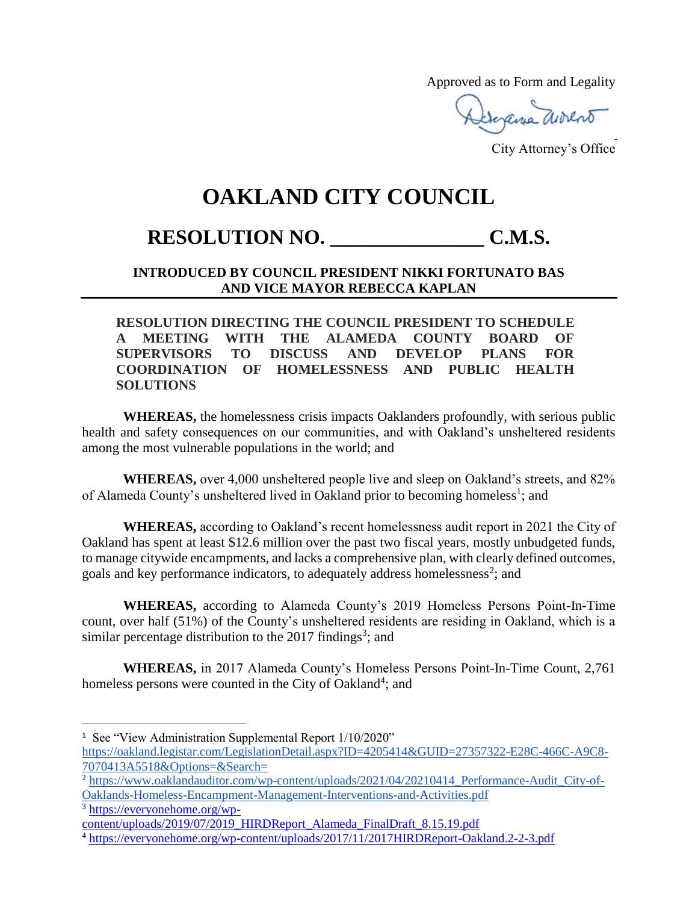Approved as to Form and Legality

City Attorney's Office

# OAKLAND CITY COUNCIL

## RESOLUTION NO. _______________ C.M.S.

**INTRODUCED BY COUNCIL PRESIDENT NIKKI FORTUNATO BAS AND VICE MAYOR REBECCA KAPLAN**

**RESOLUTION DIRECTING THE COUNCIL PRESIDENT TO SCHEDULE A MEETING WITH THE ALAMEDA COUNTY BOARD OF SUPERVISORS TO DISCUSS AND DEVELOP PLANS FOR COORDINATION OF HOMELESSNESS AND PUBLIC HEALTH SOLUTIONS**

**WHEREAS,** the homelessness crisis impacts Oaklanders profoundly, with serious public health and safety consequences on our communities, and with Oakland's unsheltered residents among the most vulnerable populations in the world; and

**WHEREAS,** over 4,000 unsheltered people live and sleep on Oakland's streets, and 82% of Alameda County's unsheltered lived in Oakland prior to becoming homeless[1]; and

**WHEREAS,** according to Oakland's recent homelessness audit report in 2021 the City of Oakland has spent at least $12.6 million over the past two fiscal years, mostly unbudgeted funds, to manage citywide encampments, and lacks a comprehensive plan, with clearly defined outcomes, goals and key performance indicators, to adequately address homelessness[2]; and

**WHEREAS,** according to Alameda County's 2019 Homeless Persons Point-In-Time count, over half (51%) of the County's unsheltered residents are residing in Oakland, which is a similar percentage distribution to the 2017 findings[3]; and

**WHEREAS,** in 2017 Alameda County's Homeless Persons Point-In-Time Count, 2,761 homeless persons were counted in the City of Oakland[4]; and

---

[1] See "View Administration Supplemental Report 1/10/2020" https://oakland.legistar.com/LegislationDetail.aspx?ID=4205414&GUID=27357322-E28C-466C-A9C8-7070413A5518&Options=&Search=

[2] https://www.oaklandauditor.com/wp-content/uploads/2021/04/20210414_Performance-Audit_City-of-Oaklands-Homeless-Encampment-Management-Interventions-and-Activities.pdf

[3] https://everyonehome.org/wp-content/uploads/2019/07/2019_HIRDReport_Alameda_FinalDraft_8.15.19.pdf

[4] https://everyonehome.org/wp-content/uploads/2017/11/2017HIRDReport-Oakland.2-2-3.pdf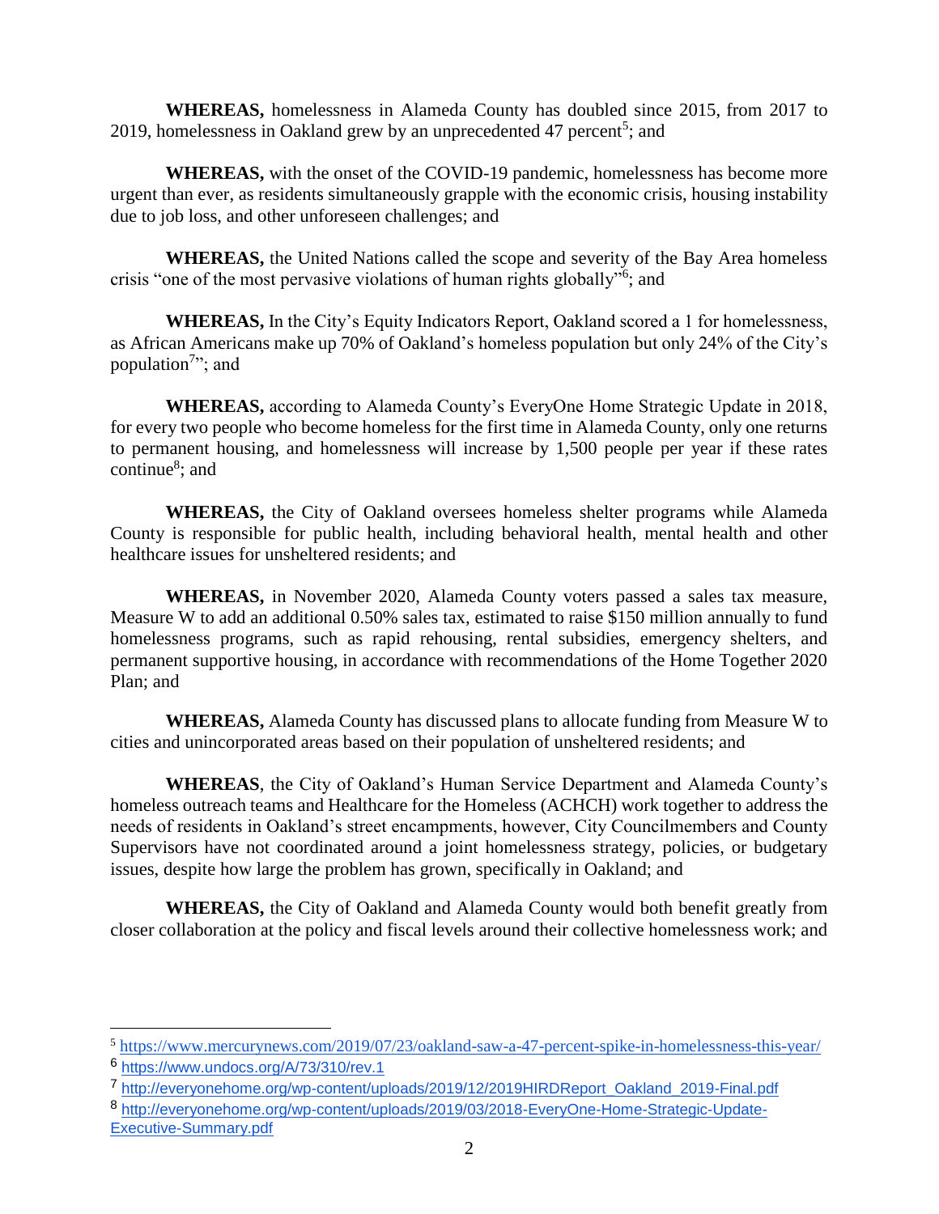**WHEREAS,** homelessness in Alameda County has doubled since 2015, from 2017 to 2019, homelessness in Oakland grew by an unprecedented 47 percent[5]; and

**WHEREAS,** with the onset of the COVID-19 pandemic, homelessness has become more urgent than ever, as residents simultaneously grapple with the economic crisis, housing instability due to job loss, and other unforeseen challenges; and

**WHEREAS,** the United Nations called the scope and severity of the Bay Area homeless crisis "one of the most pervasive violations of human rights globally"[6]; and

**WHEREAS,** In the City's Equity Indicators Report, Oakland scored a 1 for homelessness, as African Americans make up 70% of Oakland's homeless population but only 24% of the City's population[7]"; and

**WHEREAS,** according to Alameda County's EveryOne Home Strategic Update in 2018, for every two people who become homeless for the first time in Alameda County, only one returns to permanent housing, and homelessness will increase by 1,500 people per year if these rates continue[8]; and

**WHEREAS,** the City of Oakland oversees homeless shelter programs while Alameda County is responsible for public health, including behavioral health, mental health and other healthcare issues for unsheltered residents; and

**WHEREAS,** in November 2020, Alameda County voters passed a sales tax measure, Measure W to add an additional 0.50% sales tax, estimated to raise $150 million annually to fund homelessness programs, such as rapid rehousing, rental subsidies, emergency shelters, and permanent supportive housing, in accordance with recommendations of the Home Together 2020 Plan; and

**WHEREAS,** Alameda County has discussed plans to allocate funding from Measure W to cities and unincorporated areas based on their population of unsheltered residents; and

**WHEREAS**, the City of Oakland's Human Service Department and Alameda County's homeless outreach teams and Healthcare for the Homeless (ACHCH) work together to address the needs of residents in Oakland's street encampments, however, City Councilmembers and County Supervisors have not coordinated around a joint homelessness strategy, policies, or budgetary issues, despite how large the problem has grown, specifically in Oakland; and

**WHEREAS,** the City of Oakland and Alameda County would both benefit greatly from closer collaboration at the policy and fiscal levels around their collective homelessness work; and

---

[5] https://www.mercurynews.com/2019/07/23/oakland-saw-a-47-percent-spike-in-homelessness-this-year/

[6] https://www.undocs.org/A/73/310/rev.1

[7] http://everyonehome.org/wp-content/uploads/2019/12/2019HIRDReport_Oakland_2019-Final.pdf

[8] http://everyonehome.org/wp-content/uploads/2019/03/2018-EveryOne-Home-Strategic-Update-Executive-Summary.pdf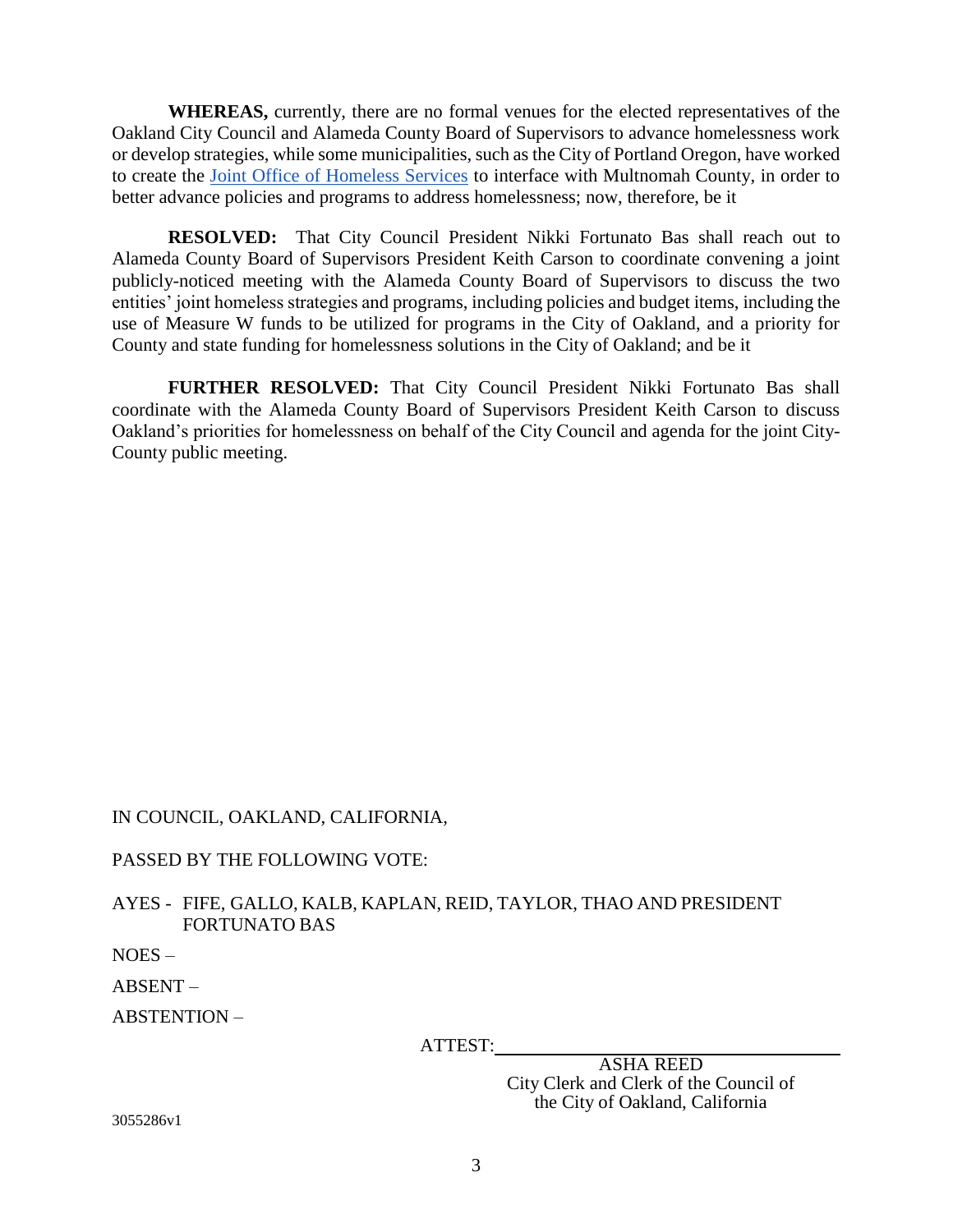**WHEREAS,** currently, there are no formal venues for the elected representatives of the Oakland City Council and Alameda County Board of Supervisors to advance homelessness work or develop strategies, while some municipalities, such as the City of Portland Oregon, have worked to create the Joint Office of Homeless Services to interface with Multnomah County, in order to better advance policies and programs to address homelessness; now, therefore, be it

**RESOLVED:** That City Council President Nikki Fortunato Bas shall reach out to Alameda County Board of Supervisors President Keith Carson to coordinate convening a joint publicly-noticed meeting with the Alameda County Board of Supervisors to discuss the two entities' joint homeless strategies and programs, including policies and budget items, including the use of Measure W funds to be utilized for programs in the City of Oakland, and a priority for County and state funding for homelessness solutions in the City of Oakland; and be it

**FURTHER RESOLVED:** That City Council President Nikki Fortunato Bas shall coordinate with the Alameda County Board of Supervisors President Keith Carson to discuss Oakland's priorities for homelessness on behalf of the City Council and agenda for the joint City-County public meeting.

IN COUNCIL, OAKLAND, CALIFORNIA,

PASSED BY THE FOLLOWING VOTE:

AYES - FIFE, GALLO, KALB, KAPLAN, REID, TAYLOR, THAO AND PRESIDENT FORTUNATO BAS

NOES –

ABSENT –

ABSTENTION –

ATTEST: ______________________________

ASHA REED
City Clerk and Clerk of the Council of the City of Oakland, California

3055286v1